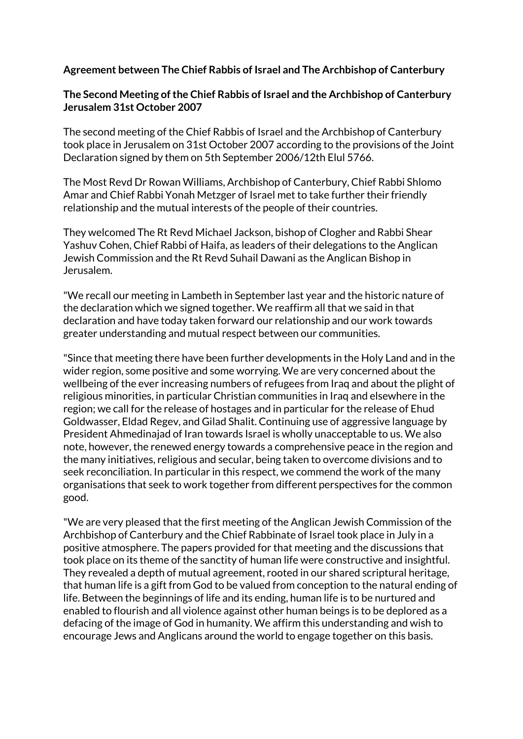**Agreement between The Chief Rabbis of Israel and The Archbishop of Canterbury**

**The Second Meeting of the Chief Rabbis of Israel and the Archbishop of Canterbury Jerusalem 31st October 2007**

The second meeting of the Chief Rabbis of Israel and the Archbishop of Canterbury took place in Jerusalem on 31st October 2007 according to the provisions of the Joint Declaration signed by them on 5th September 2006/12th Elul 5766.

The Most Revd Dr Rowan Williams, Archbishop of Canterbury, Chief Rabbi Shlomo Amar and Chief Rabbi Yonah Metzger of Israel met to take further their friendly relationship and the mutual interests of the people of their countries.

They welcomed The Rt Revd Michael Jackson, bishop of Clogher and Rabbi Shear Yashuv Cohen, Chief Rabbi of Haifa, as leaders of their delegations to the Anglican Jewish Commission and the Rt Revd Suhail Dawani as the Anglican Bishop in Jerusalem.

"We recall our meeting in Lambeth in September last year and the historic nature of the declaration which we signed together. We reaffirm all that we said in that declaration and have today taken forward our relationship and our work towards greater understanding and mutual respect between our communities.

"Since that meeting there have been further developments in the Holy Land and in the wider region, some positive and some worrying. We are very concerned about the wellbeing of the ever increasing numbers of refugees from Iraq and about the plight of religious minorities, in particular Christian communities in Iraq and elsewhere in the region; we call for the release of hostages and in particular for the release of Ehud Goldwasser, Eldad Regev, and Gilad Shalit. Continuing use of aggressive language by President Ahmedinajad of Iran towards Israel is wholly unacceptable to us. We also note, however, the renewed energy towards a comprehensive peace in the region and the many initiatives, religious and secular, being taken to overcome divisions and to seek reconciliation. In particular in this respect, we commend the work of the many organisations that seek to work together from different perspectives for the common good.

"We are very pleased that the first meeting of the Anglican Jewish Commission of the Archbishop of Canterbury and the Chief Rabbinate of Israel took place in July in a positive atmosphere. The papers provided for that meeting and the discussions that took place on its theme of the sanctity of human life were constructive and insightful. They revealed a depth of mutual agreement, rooted in our shared scriptural heritage, that human life is a gift from God to be valued from conception to the natural ending of life. Between the beginnings of life and its ending, human life is to be nurtured and enabled to flourish and all violence against other human beings is to be deplored as a defacing of the image of God in humanity. We affirm this understanding and wish to encourage Jews and Anglicans around the world to engage together on this basis.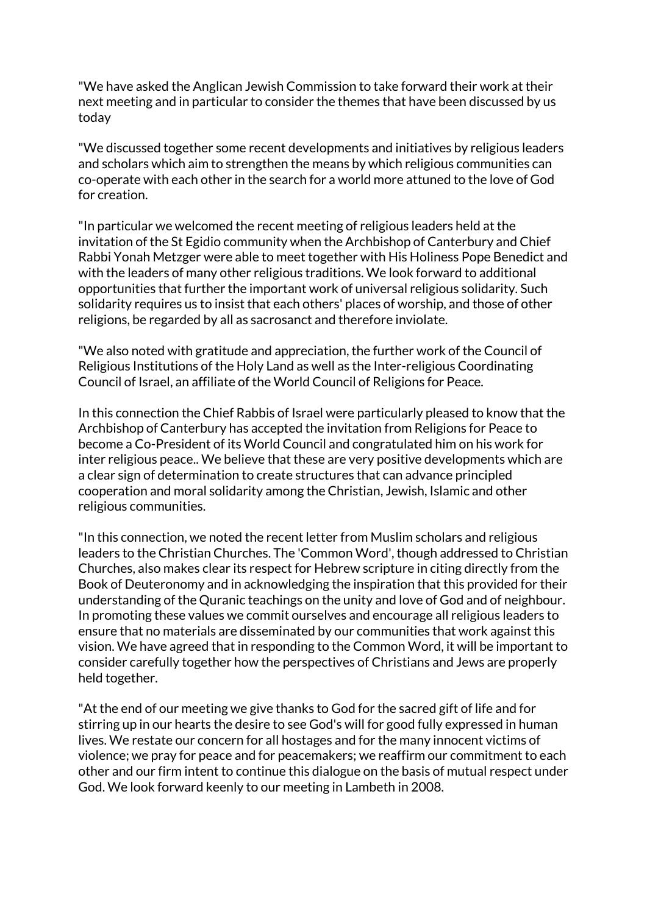"We have asked the Anglican Jewish Commission to take forward their work at their next meeting and in particular to consider the themes that have been discussed by us today

"We discussed together some recent developments and initiatives by religious leaders and scholars which aim to strengthen the means by which religious communities can co-operate with each other in the search for a world more attuned to the love of God for creation.

"In particular we welcomed the recent meeting of religious leaders held at the invitation of the St Egidio community when the Archbishop of Canterbury and Chief Rabbi Yonah Metzger were able to meet together with His Holiness Pope Benedict and with the leaders of many other religious traditions. We look forward to additional opportunities that further the important work of universal religious solidarity. Such solidarity requires us to insist that each others' places of worship, and those of other religions, be regarded by all as sacrosanct and therefore inviolate.

"We also noted with gratitude and appreciation, the further work of the Council of Religious Institutions of the Holy Land as well as the Inter-religious Coordinating Council of Israel, an affiliate of the World Council of Religions for Peace.

In this connection the Chief Rabbis of Israel were particularly pleased to know that the Archbishop of Canterbury has accepted the invitation from Religions for Peace to become a Co-President of its World Council and congratulated him on his work for inter religious peace.. We believe that these are very positive developments which are a clear sign of determination to create structures that can advance principled cooperation and moral solidarity among the Christian, Jewish, Islamic and other religious communities.

"In this connection, we noted the recent letter from Muslim scholars and religious leaders to the Christian Churches. The 'Common Word', though addressed to Christian Churches, also makes clear its respect for Hebrew scripture in citing directly from the Book of Deuteronomy and in acknowledging the inspiration that this provided for their understanding of the Quranic teachings on the unity and love of God and of neighbour. In promoting these values we commit ourselves and encourage all religious leaders to ensure that no materials are disseminated by our communities that work against this vision. We have agreed that in responding to the Common Word, it will be important to consider carefully together how the perspectives of Christians and Jews are properly held together.

"At the end of our meeting we give thanks to God for the sacred gift of life and for stirring up in our hearts the desire to see God's will for good fully expressed in human lives. We restate our concern for all hostages and for the many innocent victims of violence; we pray for peace and for peacemakers; we reaffirm our commitment to each other and our firm intent to continue this dialogue on the basis of mutual respect under God. We look forward keenly to our meeting in Lambeth in 2008.